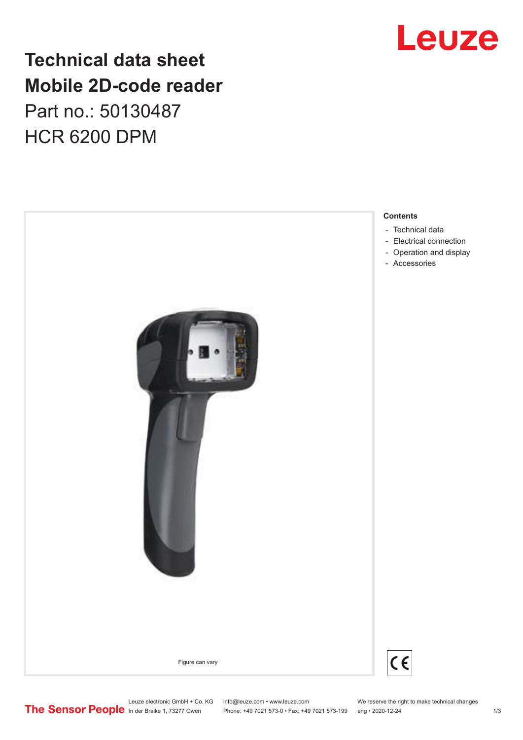# Technical data sheet
# Mobile 2D-code reader

Part no.: 50130487

HCR 6200 DPM

Leuze

Figure can vary

**Contents**

- Technical data
- Electrical connection
- Operation and display
- Accessories

The Sensor People

Leuze electronic GmbH + Co. KG
In der Braike 1, 73277 Owen

info@leuze.com • www.leuze.com
Phone: +49 7021 573-0 • Fax: +49 7021 573-199

We reserve the right to make technical changes
eng • 2020-12-24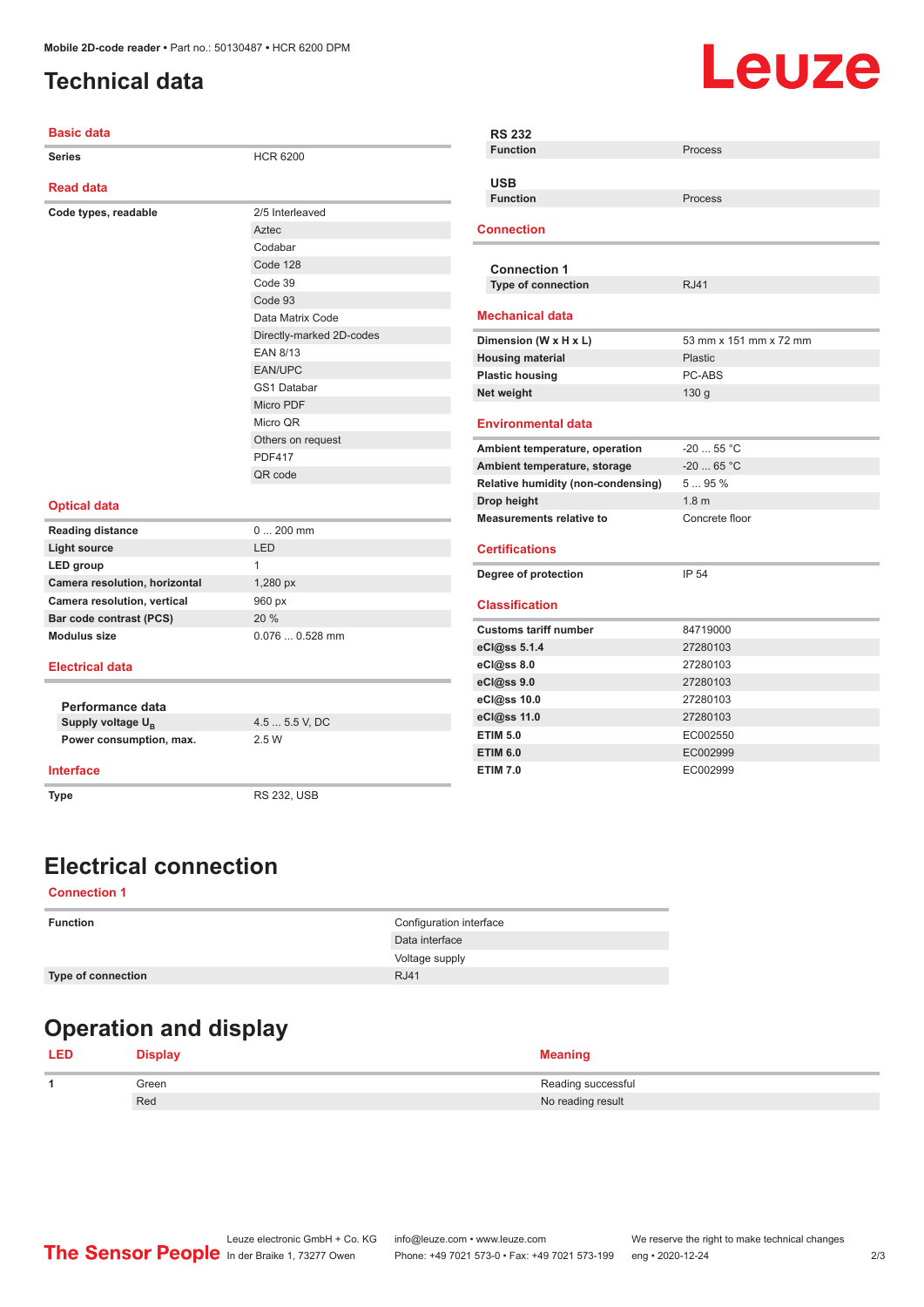# Technical data

## Basic data

| | |
|---|---|
| Series | HCR 6200 |

## Read data

| | |
|---|---|
| Code types, readable | 2/5 Interleaved |
| | Aztec |
| | Codabar |
| | Code 128 |
| | Code 39 |
| | Code 93 |
| | Data Matrix Code |
| | Directly-marked 2D-codes |
| | EAN 8/13 |
| | EAN/UPC |
| | GS1 Databar |
| | Micro PDF |
| | Micro QR |
| | Others on request |
| | PDF417 |
| | QR code |

## Optical data

| | |
|---|---|
| Reading distance | 0 ... 200 mm |
| Light source | LED |
| LED group | 1 |
| Camera resolution, horizontal | 1,280 px |
| Camera resolution, vertical | 960 px |
| Bar code contrast (PCS) | 20 % |
| Modulus size | 0.076 ... 0.528 mm |

## Electrical data

### Performance data

| | |
|---|---|
| Supply voltage $U_B$ | 4.5 ... 5.5 V, DC |
| Power consumption, max. | 2.5 W |

## Interface

| | |
|---|---|
| Type | RS 232, USB |

### RS 232

| | |
|---|---|
| Function | Process |

### USB

| | |
|---|---|
| Function | Process |

## Connection

### Connection 1

| | |
|---|---|
| Type of connection | RJ41 |

## Mechanical data

| | |
|---|---|
| Dimension (W x H x L) | 53 mm x 151 mm x 72 mm |
| Housing material | Plastic |
| Plastic housing | PC-ABS |
| Net weight | 130 g |

## Environmental data

| | |
|---|---|
| Ambient temperature, operation | -20 ... 55 °C |
| Ambient temperature, storage | -20 ... 65 °C |
| Relative humidity (non-condensing) | 5 ... 95 % |
| Drop height | 1.8 m |
| Measurements relative to | Concrete floor |

## Certifications

| | |
|---|---|
| Degree of protection | IP 54 |

## Classification

| | |
|---|---|
| Customs tariff number | 84719000 |
| eCl@ss 5.1.4 | 27280103 |
| eCl@ss 8.0 | 27280103 |
| eCl@ss 9.0 | 27280103 |
| eCl@ss 10.0 | 27280103 |
| eCl@ss 11.0 | 27280103 |
| ETIM 5.0 | EC002550 |
| ETIM 6.0 | EC002999 |
| ETIM 7.0 | EC002999 |

# Electrical connection

## Connection 1

| | |
|---|---|
| Function | Configuration interface |
| | Data interface |
| | Voltage supply |
| Type of connection | RJ41 |

# Operation and display

| LED | Display | Meaning |
|---|---|---|
| 1 | Green | Reading successful |
| | Red | No reading result |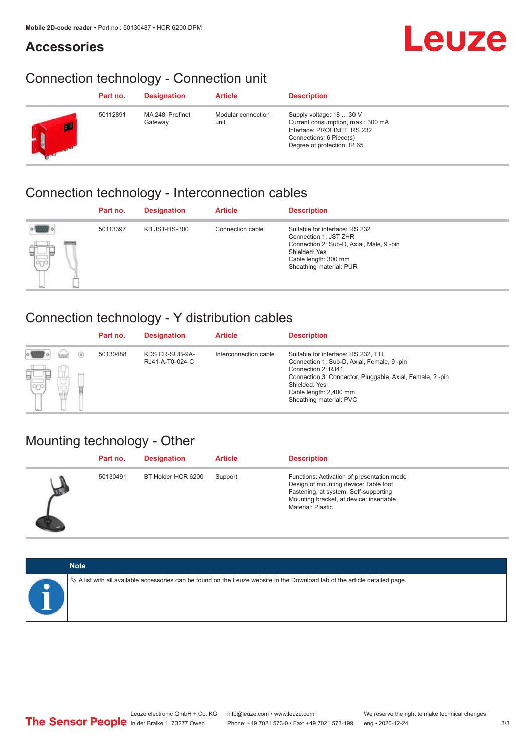## Accessories

### Connection technology - Connection unit

| | Part no. | Designation | Article | Description |
|---|---|---|---|---|
| | 50112891 | MA 248i Profinet Gateway | Modular connection unit | Supply voltage: 18 ... 30 V<br>Current consumption, max.: 300 mA<br>Interface: PROFINET, RS 232<br>Connections: 6 Piece(s)<br>Degree of protection: IP 65 |

### Connection technology - Interconnection cables

| | Part no. | Designation | Article | Description |
|---|---|---|---|---|
| | 50113397 | KB JST-HS-300 | Connection cable | Suitable for interface: RS 232<br>Connection 1: JST ZHR<br>Connection 2: Sub-D, Axial, Male, 9 -pin<br>Shielded: Yes<br>Cable length: 300 mm<br>Sheathing material: PUR |

### Connection technology - Y distribution cables

| | Part no. | Designation | Article | Description |
|---|---|---|---|---|
| | 50130488 | KDS CR-SUB-9A-RJ41-A-T0-024-C | Interconnection cable | Suitable for interface: RS 232, TTL<br>Connection 1: Sub-D, Axial, Female, 9 -pin<br>Connection 2: RJ41<br>Connection 3: Connector, Pluggable, Axial, Female, 2 -pin<br>Shielded: Yes<br>Cable length: 2,400 mm<br>Sheathing material: PVC |

### Mounting technology - Other

| | Part no. | Designation | Article | Description |
|---|---|---|---|---|
| | 50130491 | BT Holder HCR 6200 | Support | Functions: Activation of presentation mode<br>Design of mounting device: Table foot<br>Fastening, at system: Self-supporting<br>Mounting bracket, at device: insertable<br>Material: Plastic |

**Note**

↳ A list with all available accessories can be found on the Leuze website in the Download tab of the article detailed page.